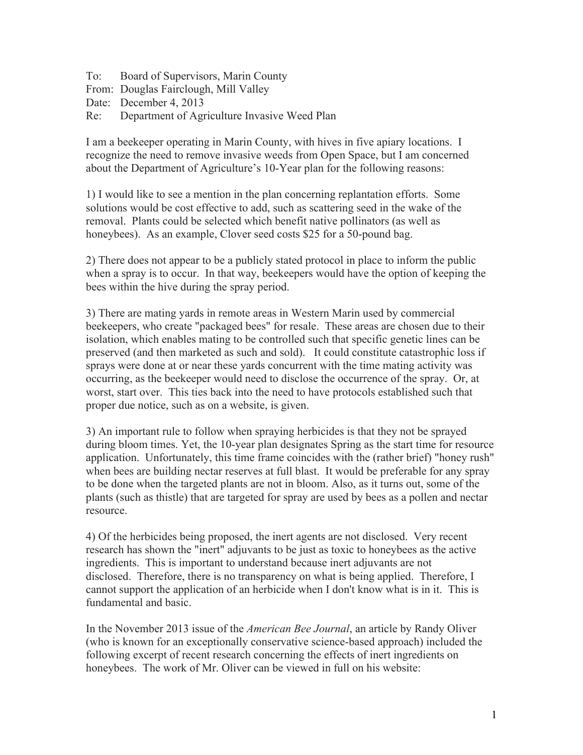To: Board of Supervisors, Marin County
From: Douglas Fairclough, Mill Valley
Date: December 4, 2013
Re: Department of Agriculture Invasive Weed Plan

I am a beekeeper operating in Marin County, with hives in five apiary locations. I recognize the need to remove invasive weeds from Open Space, but I am concerned about the Department of Agriculture's 10-Year plan for the following reasons:

1) I would like to see a mention in the plan concerning replantation efforts. Some solutions would be cost effective to add, such as scattering seed in the wake of the removal. Plants could be selected which benefit native pollinators (as well as honeybees). As an example, Clover seed costs $25 for a 50-pound bag.

2) There does not appear to be a publicly stated protocol in place to inform the public when a spray is to occur. In that way, beekeepers would have the option of keeping the bees within the hive during the spray period.

3) There are mating yards in remote areas in Western Marin used by commercial beekeepers, who create "packaged bees" for resale. These areas are chosen due to their isolation, which enables mating to be controlled such that specific genetic lines can be preserved (and then marketed as such and sold). It could constitute catastrophic loss if sprays were done at or near these yards concurrent with the time mating activity was occurring, as the beekeeper would need to disclose the occurrence of the spray. Or, at worst, start over. This ties back into the need to have protocols established such that proper due notice, such as on a website, is given.

3) An important rule to follow when spraying herbicides is that they not be sprayed during bloom times. Yet, the 10-year plan designates Spring as the start time for resource application. Unfortunately, this time frame coincides with the (rather brief) "honey rush" when bees are building nectar reserves at full blast. It would be preferable for any spray to be done when the targeted plants are not in bloom. Also, as it turns out, some of the plants (such as thistle) that are targeted for spray are used by bees as a pollen and nectar resource.

4) Of the herbicides being proposed, the inert agents are not disclosed. Very recent research has shown the "inert" adjuvants to be just as toxic to honeybees as the active ingredients. This is important to understand because inert adjuvants are not disclosed. Therefore, there is no transparency on what is being applied. Therefore, I cannot support the application of an herbicide when I don't know what is in it. This is fundamental and basic.

In the November 2013 issue of the *American Bee Journal*, an article by Randy Oliver (who is known for an exceptionally conservative science-based approach) included the following excerpt of recent research concerning the effects of inert ingredients on honeybees. The work of Mr. Oliver can be viewed in full on his website: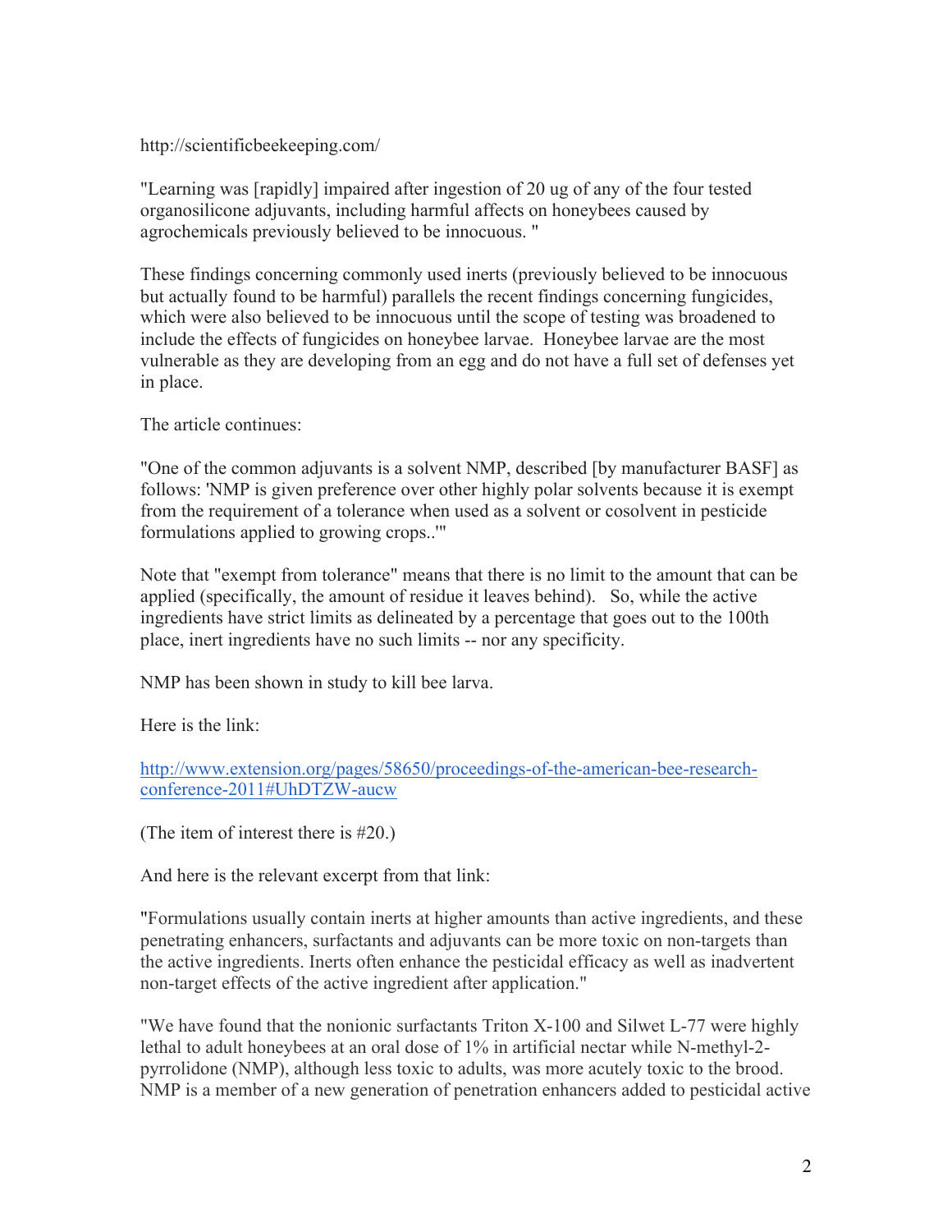http://scientificbeekeeping.com/

"Learning was [rapidly] impaired after ingestion of 20 ug of any of the four tested organosilicone adjuvants, including harmful affects on honeybees caused by agrochemicals previously believed to be innocuous. "

These findings concerning commonly used inerts (previously believed to be innocuous but actually found to be harmful) parallels the recent findings concerning fungicides, which were also believed to be innocuous until the scope of testing was broadened to include the effects of fungicides on honeybee larvae. Honeybee larvae are the most vulnerable as they are developing from an egg and do not have a full set of defenses yet in place.

The article continues:

"One of the common adjuvants is a solvent NMP, described [by manufacturer BASF] as follows: 'NMP is given preference over other highly polar solvents because it is exempt from the requirement of a tolerance when used as a solvent or cosolvent in pesticide formulations applied to growing crops..'"

Note that "exempt from tolerance" means that there is no limit to the amount that can be applied (specifically, the amount of residue it leaves behind). So, while the active ingredients have strict limits as delineated by a percentage that goes out to the 100th place, inert ingredients have no such limits -- nor any specificity.

NMP has been shown in study to kill bee larva.

Here is the link:

[http://www.extension.org/pages/58650/proceedings-of-the-american-bee-research-conference-2011#UhDTZW-aucw](http://www.extension.org/pages/58650/proceedings-of-the-american-bee-research-conference-2011#UhDTZW-aucw)

(The item of interest there is #20.)

And here is the relevant excerpt from that link:

"Formulations usually contain inerts at higher amounts than active ingredients, and these penetrating enhancers, surfactants and adjuvants can be more toxic on non-targets than the active ingredients. Inerts often enhance the pesticidal efficacy as well as inadvertent non-target effects of the active ingredient after application."

"We have found that the nonionic surfactants Triton X-100 and Silwet L-77 were highly lethal to adult honeybees at an oral dose of 1% in artificial nectar while N-methyl-2-pyrrolidone (NMP), although less toxic to adults, was more acutely toxic to the brood. NMP is a member of a new generation of penetration enhancers added to pesticidal active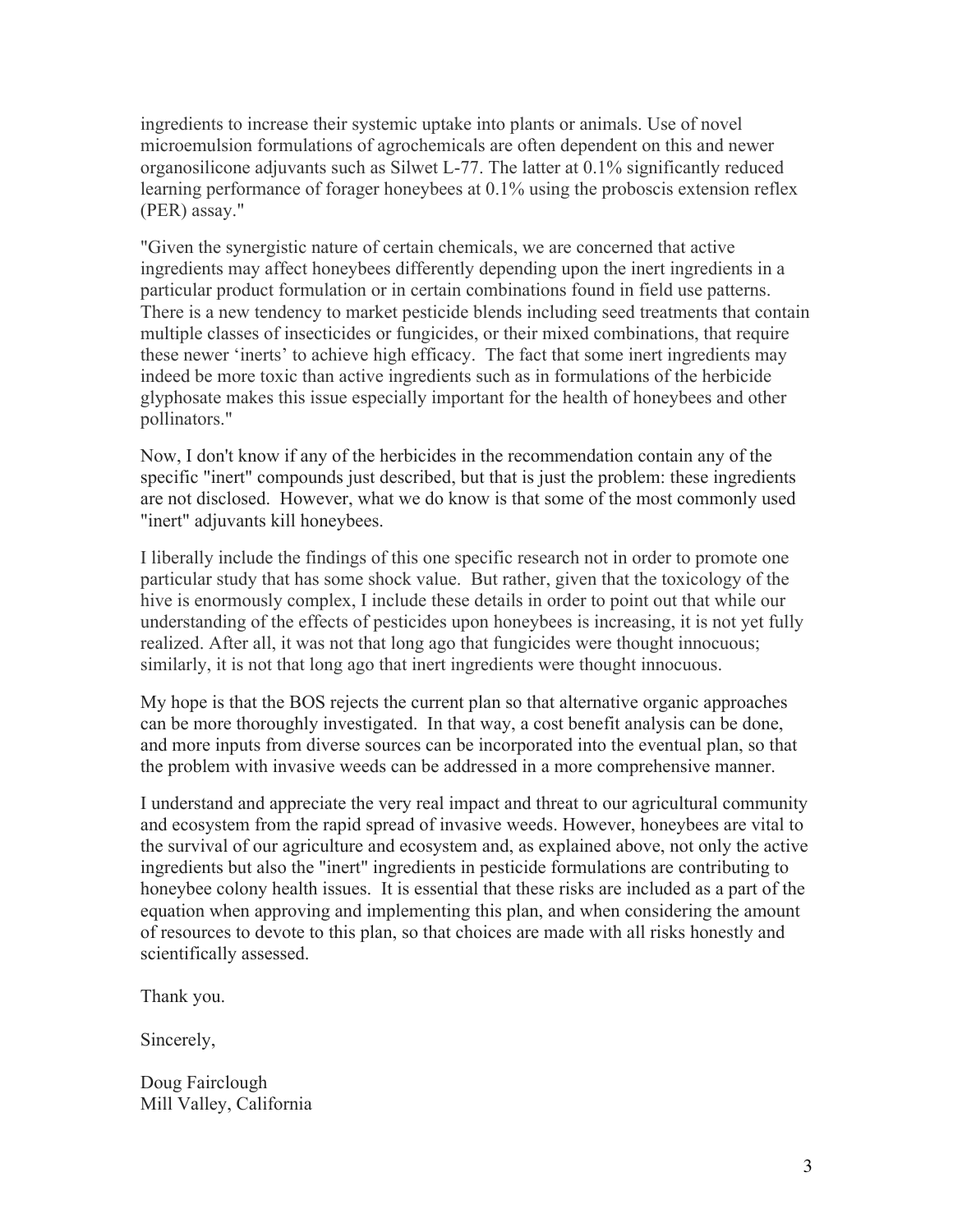ingredients to increase their systemic uptake into plants or animals. Use of novel microemulsion formulations of agrochemicals are often dependent on this and newer organosilicone adjuvants such as Silwet L-77. The latter at 0.1% significantly reduced learning performance of forager honeybees at 0.1% using the proboscis extension reflex (PER) assay."

"Given the synergistic nature of certain chemicals, we are concerned that active ingredients may affect honeybees differently depending upon the inert ingredients in a particular product formulation or in certain combinations found in field use patterns. There is a new tendency to market pesticide blends including seed treatments that contain multiple classes of insecticides or fungicides, or their mixed combinations, that require these newer 'inerts' to achieve high efficacy. The fact that some inert ingredients may indeed be more toxic than active ingredients such as in formulations of the herbicide glyphosate makes this issue especially important for the health of honeybees and other pollinators."

Now, I don't know if any of the herbicides in the recommendation contain any of the specific "inert" compounds just described, but that is just the problem: these ingredients are not disclosed. However, what we do know is that some of the most commonly used "inert" adjuvants kill honeybees.

I liberally include the findings of this one specific research not in order to promote one particular study that has some shock value. But rather, given that the toxicology of the hive is enormously complex, I include these details in order to point out that while our understanding of the effects of pesticides upon honeybees is increasing, it is not yet fully realized. After all, it was not that long ago that fungicides were thought innocuous; similarly, it is not that long ago that inert ingredients were thought innocuous.

My hope is that the BOS rejects the current plan so that alternative organic approaches can be more thoroughly investigated. In that way, a cost benefit analysis can be done, and more inputs from diverse sources can be incorporated into the eventual plan, so that the problem with invasive weeds can be addressed in a more comprehensive manner.

I understand and appreciate the very real impact and threat to our agricultural community and ecosystem from the rapid spread of invasive weeds. However, honeybees are vital to the survival of our agriculture and ecosystem and, as explained above, not only the active ingredients but also the "inert" ingredients in pesticide formulations are contributing to honeybee colony health issues. It is essential that these risks are included as a part of the equation when approving and implementing this plan, and when considering the amount of resources to devote to this plan, so that choices are made with all risks honestly and scientifically assessed.

Thank you.

Sincerely,

Doug Fairclough
Mill Valley, California